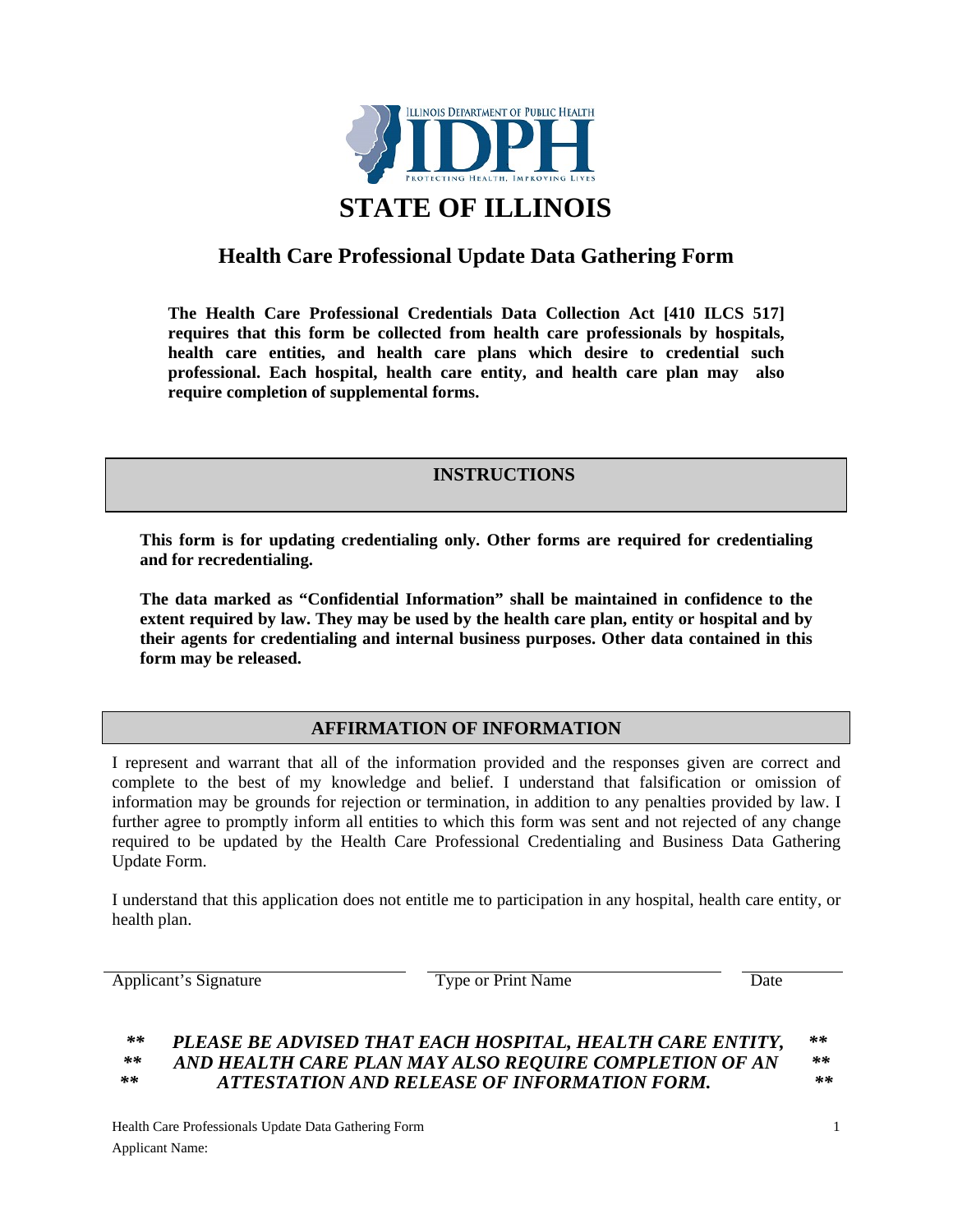ILLINOIS DEPARTMENT OF PUBLIC HEALTH

IDPH

PROTECTING HEALTH, IMPROVING LIVES

# STATE OF ILLINOIS

## Health Care Professional Update Data Gathering Form

**The Health Care Professional Credentials Data Collection Act [410 ILCS 517] requires that this form be collected from health care professionals by hospitals, health care entities, and health care plans which desire to credential such professional. Each hospital, health care entity, and health care plan may also require completion of supplemental forms.**

## INSTRUCTIONS

**This form is for updating credentialing only. Other forms are required for credentialing and for recredentialing.**

**The data marked as "Confidential Information" shall be maintained in confidence to the extent required by law. They may be used by the health care plan, entity or hospital and by their agents for credentialing and internal business purposes. Other data contained in this form may be released.**

## AFFIRMATION OF INFORMATION

I represent and warrant that all of the information provided and the responses given are correct and complete to the best of my knowledge and belief. I understand that falsification or omission of information may be grounds for rejection or termination, in addition to any penalties provided by law. I further agree to promptly inform all entities to which this form was sent and not rejected of any change required to be updated by the Health Care Professional Credentialing and Business Data Gathering Update Form.

I understand that this application does not entitle me to participation in any hospital, health care entity, or health plan.

| Applicant's Signature | Type or Print Name | Date |
|---|---|---|

***\*\* PLEASE BE ADVISED THAT EACH HOSPITAL, HEALTH CARE ENTITY, AND HEALTH CARE PLAN MAY ALSO REQUIRE COMPLETION OF AN ATTESTATION AND RELEASE OF INFORMATION FORM. \*\****

Applicant Name: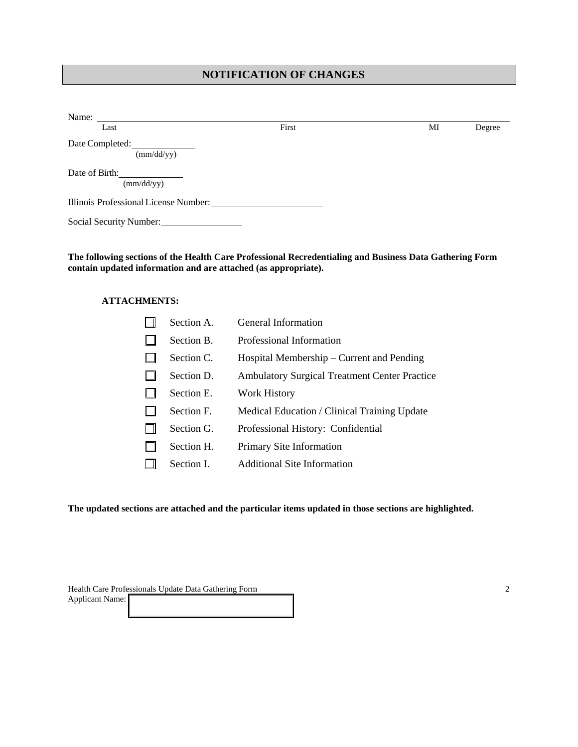# NOTIFICATION OF CHANGES

Name: ______________________________________________________________________

Last First MI Degree

Date Completed: ____________
(mm/dd/yy)

Date of Birth: ____________
(mm/dd/yy)

Illinois Professional License Number: ____________________

Social Security Number: ______________

**The following sections of the Health Care Professional Recredentialing and Business Data Gathering Form contain updated information and are attached (as appropriate).**

**ATTACHMENTS:**

- ☐ Section A. General Information
- ☐ Section B. Professional Information
- ☐ Section C. Hospital Membership – Current and Pending
- ☐ Section D. Ambulatory Surgical Treatment Center Practice
- ☐ Section E. Work History
- ☐ Section F. Medical Education / Clinical Training Update
- ☐ Section G. Professional History: Confidential
- ☐ Section H. Primary Site Information
- ☐ Section I. Additional Site Information

**The updated sections are attached and the particular items updated in those sections are highlighted.**

Applicant Name: ____________________